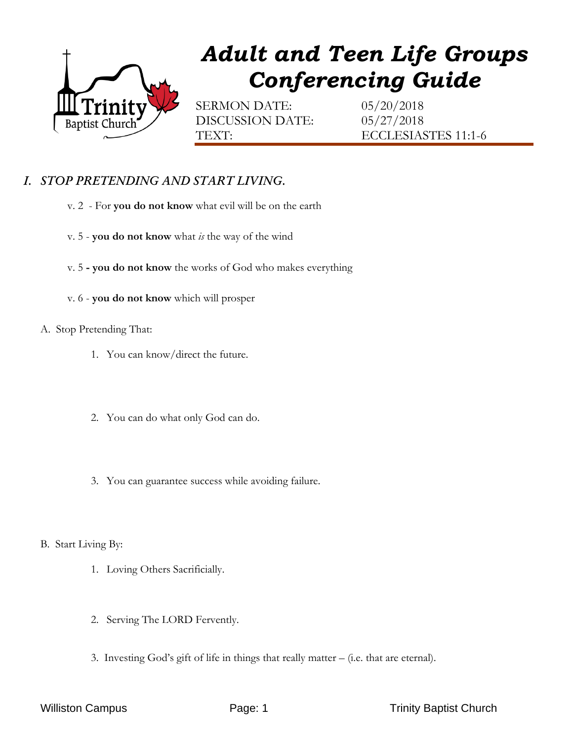Trinity Baptist Church

# *Adult and Teen Life Groups Conferencing Guide*

SERMON DATE: 05/20/2018
DISCUSSION DATE: 05/27/2018
TEXT: ECCLESIASTES 11:1-6

## *I. STOP PRETENDING AND START LIVING.*

v. 2 - For **you do not know** what evil will be on the earth

v. 5 - **you do not know** what *is* the way of the wind

v. 5 **- you do not know** the works of God who makes everything

v. 6 - **you do not know** which will prosper

A. Stop Pretending That:

1. You can know/direct the future.

2. You can do what only God can do.

3. You can guarantee success while avoiding failure.

B. Start Living By:

1. Loving Others Sacrificially.

2. Serving The LORD Fervently.

3. Investing God's gift of life in things that really matter – (i.e. that are eternal).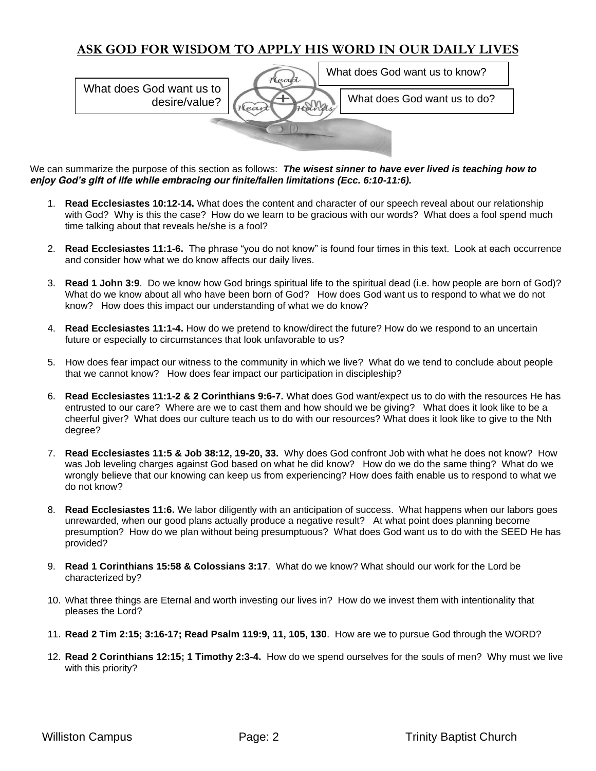## ASK GOD FOR WISDOM TO APPLY HIS WORD IN OUR DAILY LIVES

What does God want us to desire/value?

What does God want us to know?

What does God want us to do?

We can summarize the purpose of this section as follows: ***The wisest sinner to have ever lived is teaching how to enjoy God's gift of life while embracing our finite/fallen limitations (Ecc. 6:10-11:6).***

1. **Read Ecclesiastes 10:12-14.** What does the content and character of our speech reveal about our relationship with God? Why is this the case? How do we learn to be gracious with our words? What does a fool spend much time talking about that reveals he/she is a fool?

2. **Read Ecclesiastes 11:1-6.** The phrase "you do not know" is found four times in this text. Look at each occurrence and consider how what we do know affects our daily lives.

3. **Read 1 John 3:9**. Do we know how God brings spiritual life to the spiritual dead (i.e. how people are born of God)? What do we know about all who have been born of God? How does God want us to respond to what we do not know? How does this impact our understanding of what we do know?

4. **Read Ecclesiastes 11:1-4.** How do we pretend to know/direct the future? How do we respond to an uncertain future or especially to circumstances that look unfavorable to us?

5. How does fear impact our witness to the community in which we live? What do we tend to conclude about people that we cannot know? How does fear impact our participation in discipleship?

6. **Read Ecclesiastes 11:1-2 & 2 Corinthians 9:6-7.** What does God want/expect us to do with the resources He has entrusted to our care? Where are we to cast them and how should we be giving? What does it look like to be a cheerful giver? What does our culture teach us to do with our resources? What does it look like to give to the Nth degree?

7. **Read Ecclesiastes 11:5 & Job 38:12, 19-20, 33.** Why does God confront Job with what he does not know? How was Job leveling charges against God based on what he did know? How do we do the same thing? What do we wrongly believe that our knowing can keep us from experiencing? How does faith enable us to respond to what we do not know?

8. **Read Ecclesiastes 11:6.** We labor diligently with an anticipation of success. What happens when our labors goes unrewarded, when our good plans actually produce a negative result? At what point does planning become presumption? How do we plan without being presumptuous? What does God want us to do with the SEED He has provided?

9. **Read 1 Corinthians 15:58 & Colossians 3:17**. What do we know? What should our work for the Lord be characterized by?

10. What three things are Eternal and worth investing our lives in? How do we invest them with intentionality that pleases the Lord?

11. **Read 2 Tim 2:15; 3:16-17; Read Psalm 119:9, 11, 105, 130**. How are we to pursue God through the WORD?

12. **Read 2 Corinthians 12:15; 1 Timothy 2:3-4.** How do we spend ourselves for the souls of men? Why must we live with this priority?